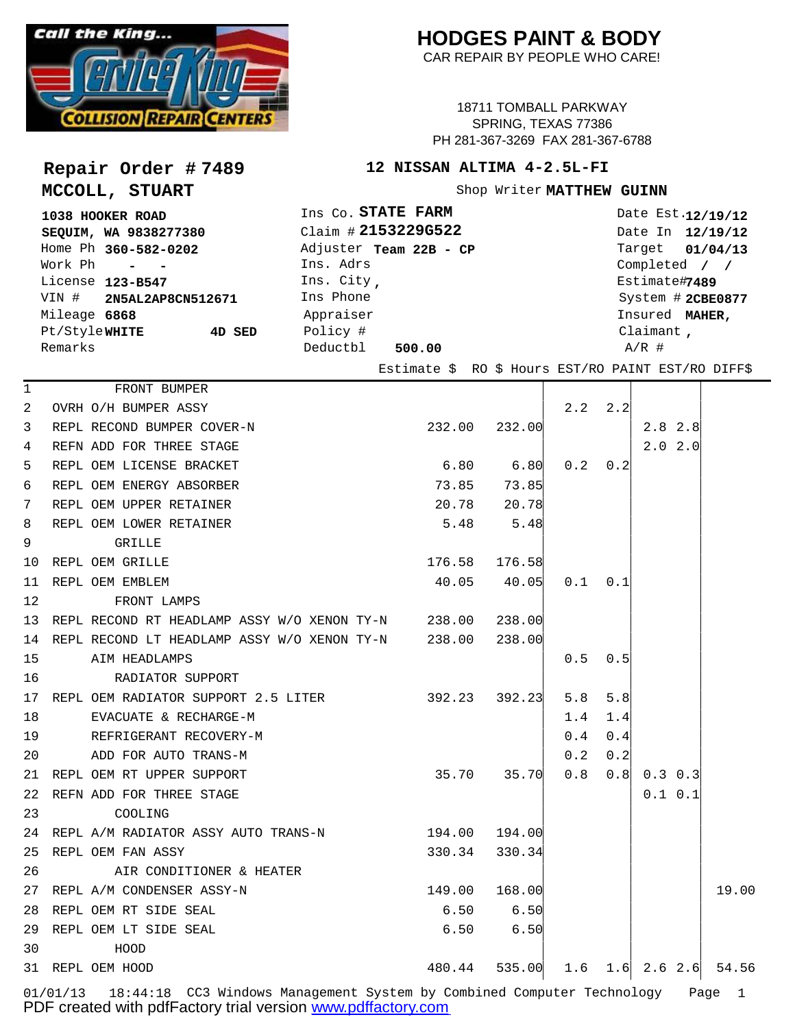Call the King... Service King COLLISION REPAIR CENTERS

# HODGES PAINT & BODY

CAR REPAIR BY PEOPLE WHO CARE!

18711 TOMBALL PARKWAY
SPRING, TEXAS 77386
PH 281-367-3269 FAX 281-367-6788

## Repair Order # 7489

**12 NISSAN ALTIMA 4-2.5L-FI**

**MCCOLL, STUART**

Shop Writer **MATTHEW GUINN**

| | | |
|---|---|---|
| **1038 HOOKER ROAD** | Ins Co. **STATE FARM** | Date Est. **12/19/12** |
| **SEQUIM, WA 9838277380** | Claim # **2153229G522** | Date In **12/19/12** |
| Home Ph **360-582-0202** | Adjuster **Team 22B - CP** | Target **01/04/13** |
| Work Ph - - | Ins. Adrs | Completed / / |
| License **123-B547** | Ins. City , | Estimate# **7489** |
| VIN # **2N5AL2AP8CN512671** | Ins Phone | System # **2CBE0877** |
| Mileage **6868** | Appraiser | Insured **MAHER,** |
| Pt/Style **WHITE** **4D SED** | Policy # | Claimant , |
| Remarks | Deductbl **500.00** | A/R # |

| # | Description | Estimate $ | RO $ | Hours EST | Hours RO | PAINT EST | PAINT RO | DIFF$ |
|---|---|---|---|---|---|---|---|---|
| 1 | FRONT BUMPER | | | | | | | |
| 2 | OVRH O/H BUMPER ASSY | | | 2.2 | 2.2 | | | |
| 3 | REPL RECOND BUMPER COVER-N | 232.00 | 232.00 | | | 2.8 | 2.8 | |
| 4 | REFN ADD FOR THREE STAGE | | | | | 2.0 | 2.0 | |
| 5 | REPL OEM LICENSE BRACKET | 6.80 | 6.80 | 0.2 | 0.2 | | | |
| 6 | REPL OEM ENERGY ABSORBER | 73.85 | 73.85 | | | | | |
| 7 | REPL OEM UPPER RETAINER | 20.78 | 20.78 | | | | | |
| 8 | REPL OEM LOWER RETAINER | 5.48 | 5.48 | | | | | |
| 9 | GRILLE | | | | | | | |
| 10 | REPL OEM GRILLE | 176.58 | 176.58 | | | | | |
| 11 | REPL OEM EMBLEM | 40.05 | 40.05 | 0.1 | 0.1 | | | |
| 12 | FRONT LAMPS | | | | | | | |
| 13 | REPL RECOND RT HEADLAMP ASSY W/O XENON TY-N | 238.00 | 238.00 | | | | | |
| 14 | REPL RECOND LT HEADLAMP ASSY W/O XENON TY-N | 238.00 | 238.00 | | | | | |
| 15 | AIM HEADLAMPS | | | 0.5 | 0.5 | | | |
| 16 | RADIATOR SUPPORT | | | | | | | |
| 17 | REPL OEM RADIATOR SUPPORT 2.5 LITER | 392.23 | 392.23 | 5.8 | 5.8 | | | |
| 18 | EVACUATE & RECHARGE-M | | | 1.4 | 1.4 | | | |
| 19 | REFRIGERANT RECOVERY-M | | | 0.4 | 0.4 | | | |
| 20 | ADD FOR AUTO TRANS-M | | | 0.2 | 0.2 | | | |
| 21 | REPL OEM RT UPPER SUPPORT | 35.70 | 35.70 | 0.8 | 0.8 | 0.3 | 0.3 | |
| 22 | REFN ADD FOR THREE STAGE | | | | | 0.1 | 0.1 | |
| 23 | COOLING | | | | | | | |
| 24 | REPL A/M RADIATOR ASSY AUTO TRANS-N | 194.00 | 194.00 | | | | | |
| 25 | REPL OEM FAN ASSY | 330.34 | 330.34 | | | | | |
| 26 | AIR CONDITIONER & HEATER | | | | | | | |
| 27 | REPL A/M CONDENSER ASSY-N | 149.00 | 168.00 | | | | | 19.00 |
| 28 | REPL OEM RT SIDE SEAL | 6.50 | 6.50 | | | | | |
| 29 | REPL OEM LT SIDE SEAL | 6.50 | 6.50 | | | | | |
| 30 | HOOD | | | | | | | |
| 31 | REPL OEM HOOD | 480.44 | 535.00 | 1.6 | 1.6 | 2.6 | 2.6 | 54.56 |

01/01/13 18:44:18 CC3 Windows Management System by Combined Computer Technology

PDF created with pdfFactory trial version www.pdffactory.com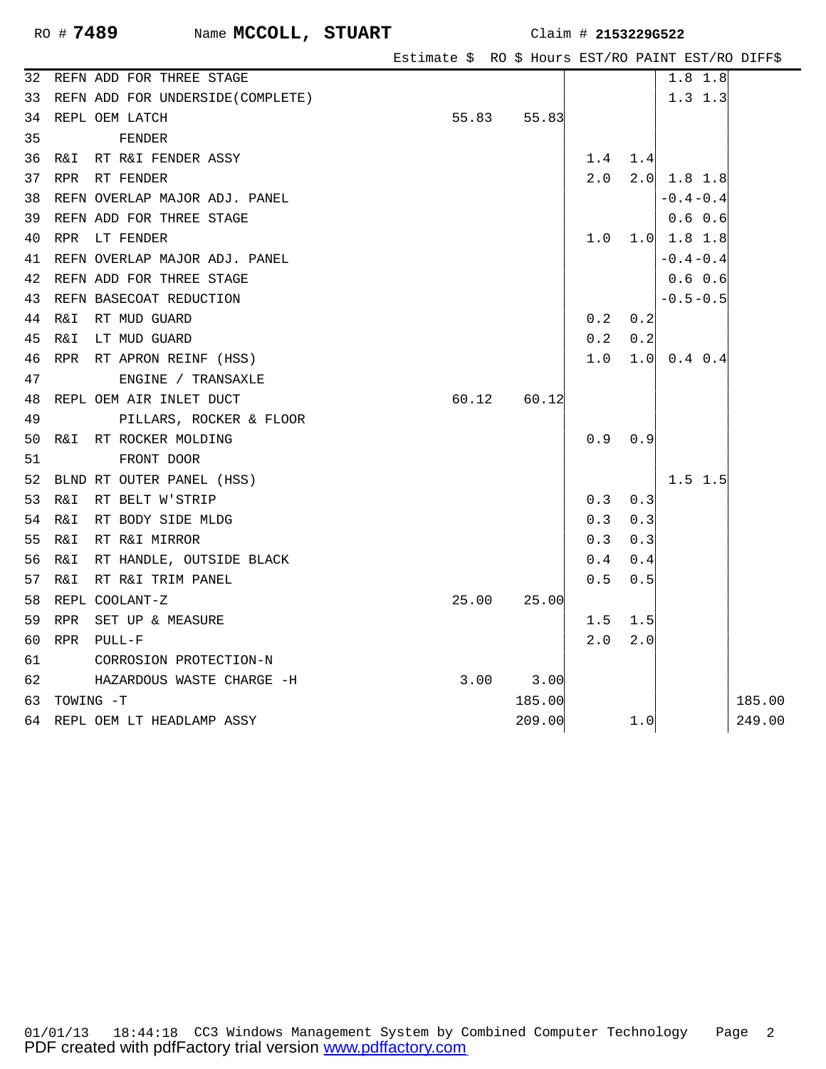RO # **7489** Name **MCCOLL, STUART** Claim # **2153229G522**

| # | Description | Estimate $ | RO $ | Hours EST | Hours RO | PAINT EST | PAINT RO | DIFF$ |
|---|---|---|---|---|---|---|---|---|
| 32 | REFN ADD FOR THREE STAGE | | | | | 1.8 | 1.8 | |
| 33 | REFN ADD FOR UNDERSIDE(COMPLETE) | | | | | 1.3 | 1.3 | |
| 34 | REPL OEM LATCH | 55.83 | 55.83 | | | | | |
| 35 | FENDER | | | | | | | |
| 36 | R&I RT R&I FENDER ASSY | | | 1.4 | 1.4 | | | |
| 37 | RPR RT FENDER | | | 2.0 | 2.0 | 1.8 | 1.8 | |
| 38 | REFN OVERLAP MAJOR ADJ. PANEL | | | | | -0.4 | -0.4 | |
| 39 | REFN ADD FOR THREE STAGE | | | | | 0.6 | 0.6 | |
| 40 | RPR LT FENDER | | | 1.0 | 1.0 | 1.8 | 1.8 | |
| 41 | REFN OVERLAP MAJOR ADJ. PANEL | | | | | -0.4 | -0.4 | |
| 42 | REFN ADD FOR THREE STAGE | | | | | 0.6 | 0.6 | |
| 43 | REFN BASECOAT REDUCTION | | | | | -0.5 | -0.5 | |
| 44 | R&I RT MUD GUARD | | | 0.2 | 0.2 | | | |
| 45 | R&I LT MUD GUARD | | | 0.2 | 0.2 | | | |
| 46 | RPR RT APRON REINF (HSS) | | | 1.0 | 1.0 | 0.4 | 0.4 | |
| 47 | ENGINE / TRANSAXLE | | | | | | | |
| 48 | REPL OEM AIR INLET DUCT | 60.12 | 60.12 | | | | | |
| 49 | PILLARS, ROCKER & FLOOR | | | | | | | |
| 50 | R&I RT ROCKER MOLDING | | | 0.9 | 0.9 | | | |
| 51 | FRONT DOOR | | | | | | | |
| 52 | BLND RT OUTER PANEL (HSS) | | | | | 1.5 | 1.5 | |
| 53 | R&I RT BELT W'STRIP | | | 0.3 | 0.3 | | | |
| 54 | R&I RT BODY SIDE MLDG | | | 0.3 | 0.3 | | | |
| 55 | R&I RT R&I MIRROR | | | 0.3 | 0.3 | | | |
| 56 | R&I RT HANDLE, OUTSIDE BLACK | | | 0.4 | 0.4 | | | |
| 57 | R&I RT R&I TRIM PANEL | | | 0.5 | 0.5 | | | |
| 58 | REPL COOLANT-Z | 25.00 | 25.00 | | | | | |
| 59 | RPR SET UP & MEASURE | | | 1.5 | 1.5 | | | |
| 60 | RPR PULL-F | | | 2.0 | 2.0 | | | |
| 61 | CORROSION PROTECTION-N | | | | | | | |
| 62 | HAZARDOUS WASTE CHARGE -H | 3.00 | 3.00 | | | | | |
| 63 | TOWING -T | | 185.00 | | | | | 185.00 |
| 64 | REPL OEM LT HEADLAMP ASSY | | 209.00 | | 1.0 | | | 249.00 |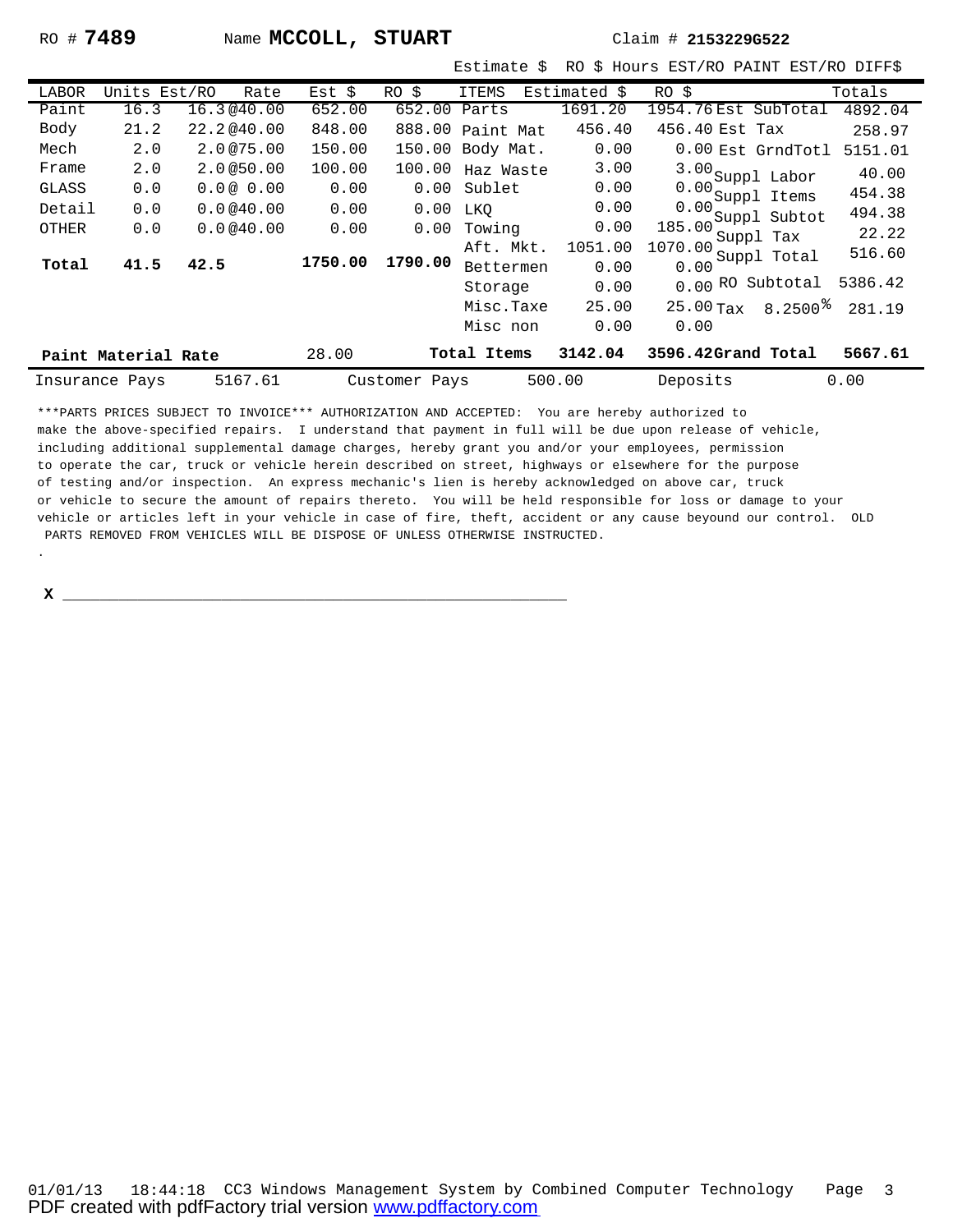RO # **7489** Name **MCCOLL, STUART** Claim # **2153229G522**

Estimate $ RO $ Hours EST/RO PAINT EST/RO DIFF$

| LABOR | Units | Est/RO | Rate | Est $ | RO $ | ITEMS | Estimated $ | RO $ | | Totals |
|---|---|---|---|---|---|---|---|---|---|---|
| Paint | 16.3 | 16.3 | @40.00 | 652.00 | 652.00 | Parts | 1691.20 | 1954.76 | Est SubTotal | 4892.04 |
| Body | 21.2 | 22.2 | @40.00 | 848.00 | 888.00 | Paint Mat | 456.40 | 456.40 | Est Tax | 258.97 |
| Mech | 2.0 | 2.0 | @75.00 | 150.00 | 150.00 | Body Mat. | 0.00 | 0.00 | Est GrndTotl | 5151.01 |
| Frame | 2.0 | 2.0 | @50.00 | 100.00 | 100.00 | Haz Waste | 3.00 | 3.00 | Suppl Labor | 40.00 |
| GLASS | 0.0 | 0.0 | @ 0.00 | 0.00 | 0.00 | Sublet | 0.00 | 0.00 | Suppl Items | 454.38 |
| Detail | 0.0 | 0.0 | @40.00 | 0.00 | 0.00 | LKQ | 0.00 | 0.00 | Suppl Subtot | 494.38 |
| OTHER | 0.0 | 0.0 | @40.00 | 0.00 | 0.00 | Towing | 0.00 | 185.00 | Suppl Tax | 22.22 |
| | | | | | | Aft. Mkt. | 1051.00 | 1070.00 | Suppl Total | 516.60 |
| **Total** | **41.5** | **42.5** | | **1750.00** | **1790.00** | Bettermen | 0.00 | 0.00 | | |
| | | | | | | Storage | 0.00 | 0.00 | RO Subtotal | 5386.42 |
| | | | | | | Misc.Taxe | 25.00 | 25.00 | Tax 8.2500% | 281.19 |
| | | | | | | Misc non | 0.00 | 0.00 | | |
| **Paint Material Rate** | | | | 28.00 | | **Total Items** | **3142.04** | **3596.42** | **Grand Total** | **5667.61** |

| Insurance Pays | 5167.61 | Customer Pays | 500.00 | Deposits | 0.00 |
|---|---|---|---|---|---|

***PARTS PRICES SUBJECT TO INVOICE*** AUTHORIZATION AND ACCEPTED: You are hereby authorized to make the above-specified repairs. I understand that payment in full will be due upon release of vehicle, including additional supplemental damage charges, hereby grant you and/or your employees, permission to operate the car, truck or vehicle herein described on street, highways or elsewhere for the purpose of testing and/or inspection. An express mechanic's lien is hereby acknowledged on above car, truck or vehicle to secure the amount of repairs thereto. You will be held responsible for loss or damage to your vehicle or articles left in your vehicle in case of fire, theft, accident or any cause beyound our control. OLD PARTS REMOVED FROM VEHICLES WILL BE DISPOSE OF UNLESS OTHERWISE INSTRUCTED.

.

**X** ______________________________________________________

01/01/13 18:44:18 CC3 Windows Management System by Combined Computer Technology